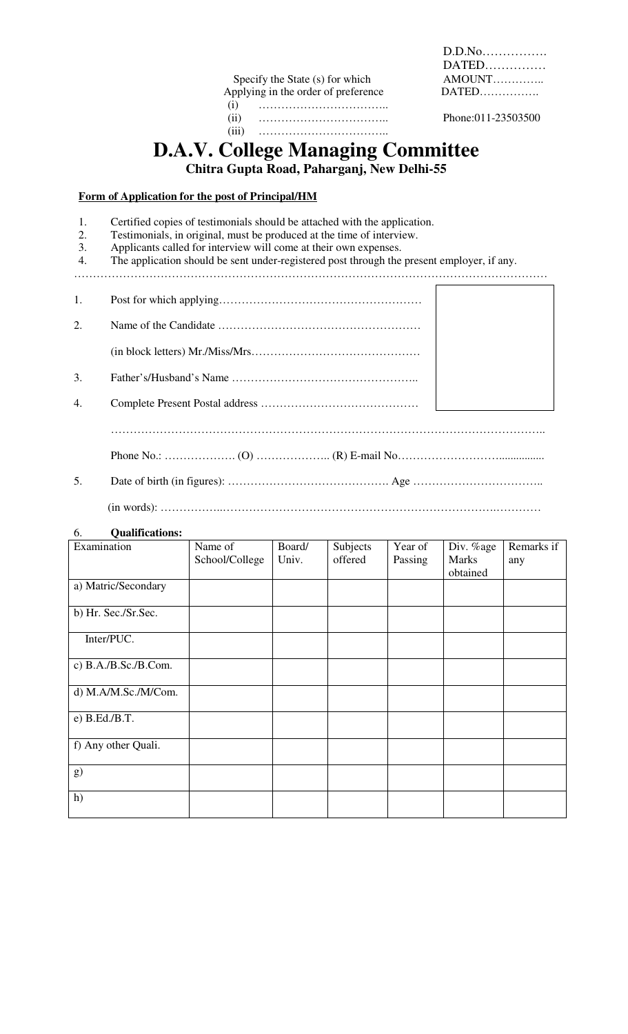D.D.No…………….
DATED……………
AMOUNT…………..
DATED…………….

Phone:011-23503500

Specify the State (s) for which
Applying in the order of preference
(i) ……………………………..
(ii) ……………………………..
(iii) ……………………………..

# D.A.V. College Managing Committee

**Chitra Gupta Road, Paharganj, New Delhi-55**

**Form of Application for the post of Principal/HM**

1. Certified copies of testimonials should be attached with the application.
2. Testimonials, in original, must be produced at the time of interview.
3. Applicants called for interview will come at their own expenses.
4. The application should be sent under-registered post through the present employer, if any.

…………………………………………………………………………………………………………………

1. Post for which applying………………………………………………
2. Name of the Candidate ………………………………………………

   (in block letters) Mr./Miss/Mrs………………………………………
3. Father's/Husband's Name …………………………………………..
4. Complete Present Postal address ……………………………………

   ……………………………………………………………………………………………………..

   Phone No.: ………………. (O) ……………….. (R) E-mail No……………………….................
5. Date of birth (in figures): ……………………………………. Age ……………………………..

   (in words): ……………..………………………………………………………………….…………

6. **Qualifications:**

| Examination | Name of School/College | Board/ Univ. | Subjects offered | Year of Passing | Div. %age Marks obtained | Remarks if any |
|---|---|---|---|---|---|---|
| a) Matric/Secondary | | | | | | |
| b) Hr. Sec./Sr.Sec. | | | | | | |
| Inter/PUC. | | | | | | |
| c) B.A./B.Sc./B.Com. | | | | | | |
| d) M.A/M.Sc./M/Com. | | | | | | |
| e) B.Ed./B.T. | | | | | | |
| f) Any other Quali. | | | | | | |
| g) | | | | | | |
| h) | | | | | | |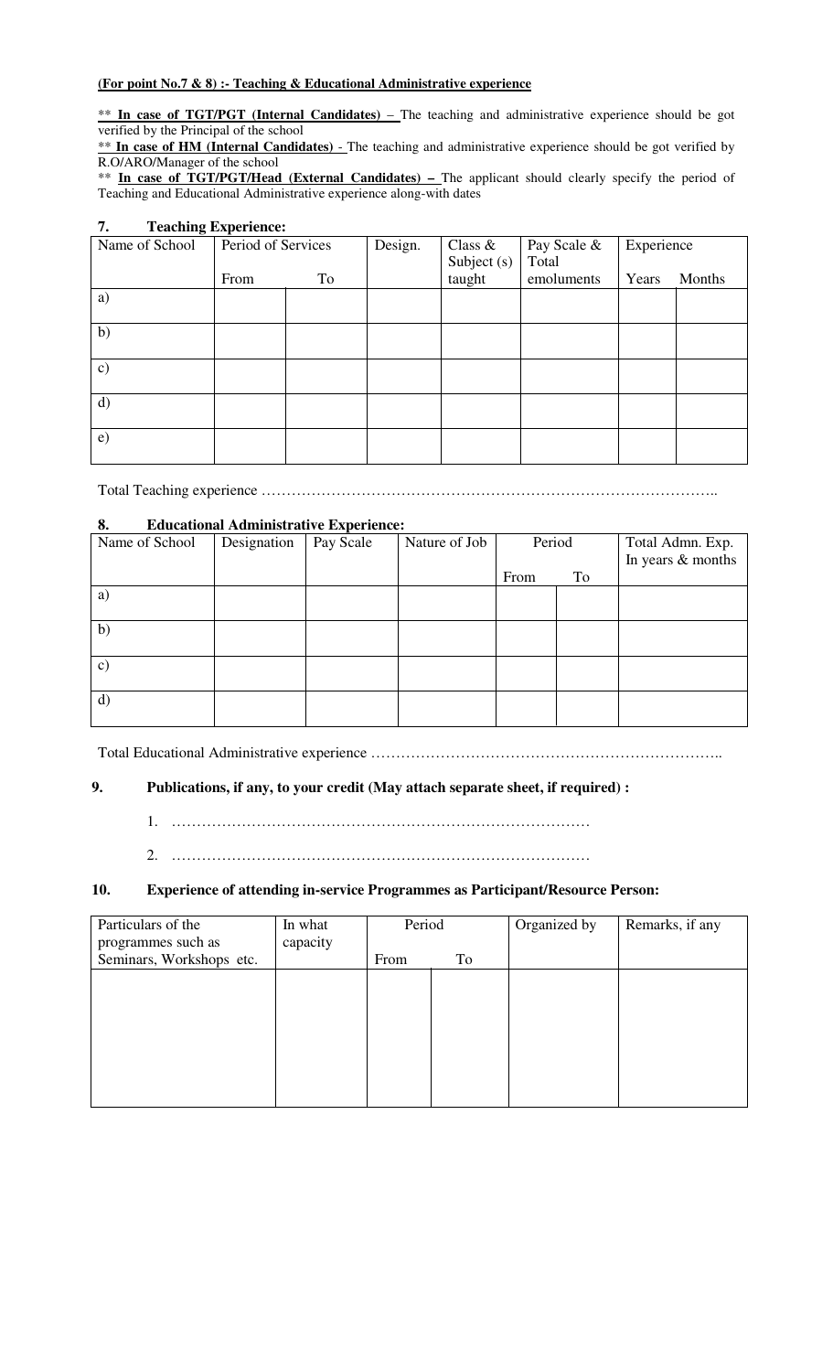**<u>(For point No.7 & 8) :- Teaching & Educational Administrative experience</u>**

** **<u>In case of TGT/PGT (Internal Candidates) –</u>** The teaching and administrative experience should be got verified by the Principal of the school

** **<u>In case of HM (Internal Candidates)</u>** - The teaching and administrative experience should be got verified by R.O/ARO/Manager of the school

** **<u>In case of TGT/PGT/Head (External Candidates) –</u>** The applicant should clearly specify the period of Teaching and Educational Administrative experience along-with dates

### 7. Teaching Experience:

| Name of School | Period of Services | | Design. | Class & Subject (s) taught | Pay Scale & Total emoluments | Experience | |
|---|---|---|---|---|---|---|---|
| | From | To | | | | Years | Months |
| a) | | | | | | | |
| b) | | | | | | | |
| c) | | | | | | | |
| d) | | | | | | | |
| e) | | | | | | | |

Total Teaching experience ………………………………………………………………………………..

### 8. Educational Administrative Experience:

| Name of School | Designation | Pay Scale | Nature of Job | Period | | Total Admn. Exp. In years & months |
|---|---|---|---|---|---|---|
| | | | | From | To | |
| a) | | | | | | |
| b) | | | | | | |
| c) | | | | | | |
| d) | | | | | | |

Total Educational Administrative experience ……………………………………………………………..

### 9. Publications, if any, to your credit (May attach separate sheet, if required) :

1. …………………………………………………………………………
2. …………………………………………………………………………

### 10. Experience of attending in-service Programmes as Participant/Resource Person:

| Particulars of the programmes such as Seminars, Workshops etc. | In what capacity | Period | | Organized by | Remarks, if any |
|---|---|---|---|---|---|
| | | From | To | | |
| | | | | | |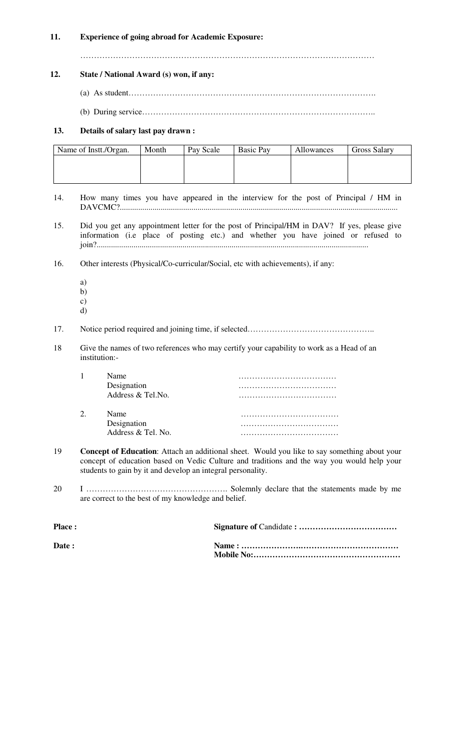**11. Experience of going abroad for Academic Exposure:**

…………………………………………………………………………………………………

**12. State / National Award (s) won, if any:**

(a) As student……………………………………………………………………………….

(b) During service…………………………………………………………………………..

**13. Details of salary last pay drawn :**

| Name of Instt./Organ. | Month | Pay Scale | Basic Pay | Allowances | Gross Salary |
|---|---|---|---|---|---|
| | | | | | |

14. How many times you have appeared in the interview for the post of Principal / HM in DAVCMC?.......................................................................................................................................

15. Did you get any appointment letter for the post of Principal/HM in DAV? If yes, please give information (i.e place of posting etc.) and whether you have joined or refused to join?...................................................................................................................................

16. Other interests (Physical/Co-curricular/Social, etc with achievements), if any:

a)
b)
c)
d)

17. Notice period required and joining time, if selected……………………………………..

18 Give the names of two references who may certify your capability to work as a Head of an institution:-

1 Name ………………………………
Designation ………………………………
Address & Tel.No. ………………………………

2. Name ………………………………
Designation ………………………………
Address & Tel. No. ………………………………

19 **Concept of Education**: Attach an additional sheet. Would you like to say something about your concept of education based on Vedic Culture and traditions and the way you would help your students to gain by it and develop an integral personality.

20 I ……………………………………………. Solemnly declare that the statements made by me are correct to the best of my knowledge and belief.

**Place :** **Signature of** Candidate **: ………………………………**

**Date :** **Name : …………………………………………………**
**Mobile No:………………………………………………**